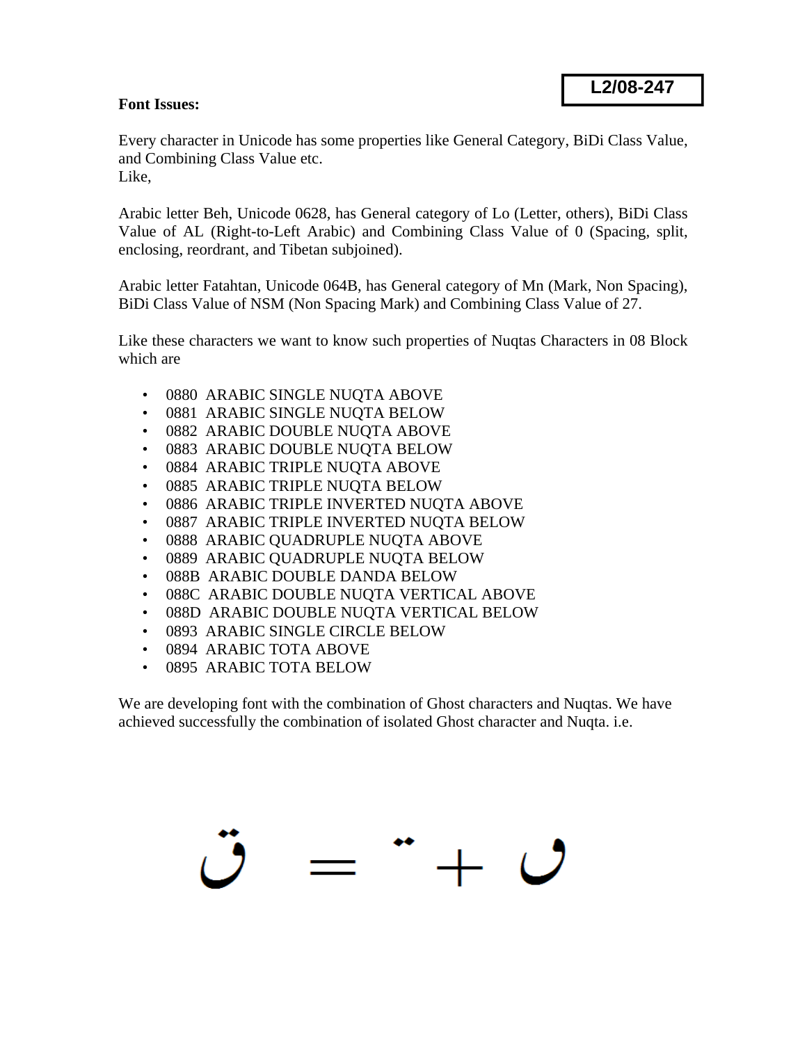**L2/08-247**

**Font Issues:**

Every character in Unicode has some properties like General Category, BiDi Class Value, and Combining Class Value etc.
Like,

Arabic letter Beh, Unicode 0628, has General category of Lo (Letter, others), BiDi Class Value of AL (Right-to-Left Arabic) and Combining Class Value of 0 (Spacing, split, enclosing, reordrant, and Tibetan subjoined).

Arabic letter Fatahtan, Unicode 064B, has General category of Mn (Mark, Non Spacing), BiDi Class Value of NSM (Non Spacing Mark) and Combining Class Value of 27.

Like these characters we want to know such properties of Nuqtas Characters in 08 Block which are

- 0880 ARABIC SINGLE NUQTA ABOVE
- 0881 ARABIC SINGLE NUQTA BELOW
- 0882 ARABIC DOUBLE NUQTA ABOVE
- 0883 ARABIC DOUBLE NUQTA BELOW
- 0884 ARABIC TRIPLE NUQTA ABOVE
- 0885 ARABIC TRIPLE NUQTA BELOW
- 0886 ARABIC TRIPLE INVERTED NUQTA ABOVE
- 0887 ARABIC TRIPLE INVERTED NUQTA BELOW
- 0888 ARABIC QUADRUPLE NUQTA ABOVE
- 0889 ARABIC QUADRUPLE NUQTA BELOW
- 088B ARABIC DOUBLE DANDA BELOW
- 088C ARABIC DOUBLE NUQTA VERTICAL ABOVE
- 088D ARABIC DOUBLE NUQTA VERTICAL BELOW
- 0893 ARABIC SINGLE CIRCLE BELOW
- 0894 ARABIC TOTA ABOVE
- 0895 ARABIC TOTA BELOW

We are developing font with the combination of Ghost characters and Nuqtas. We have achieved successfully the combination of isolated Ghost character and Nuqta. i.e.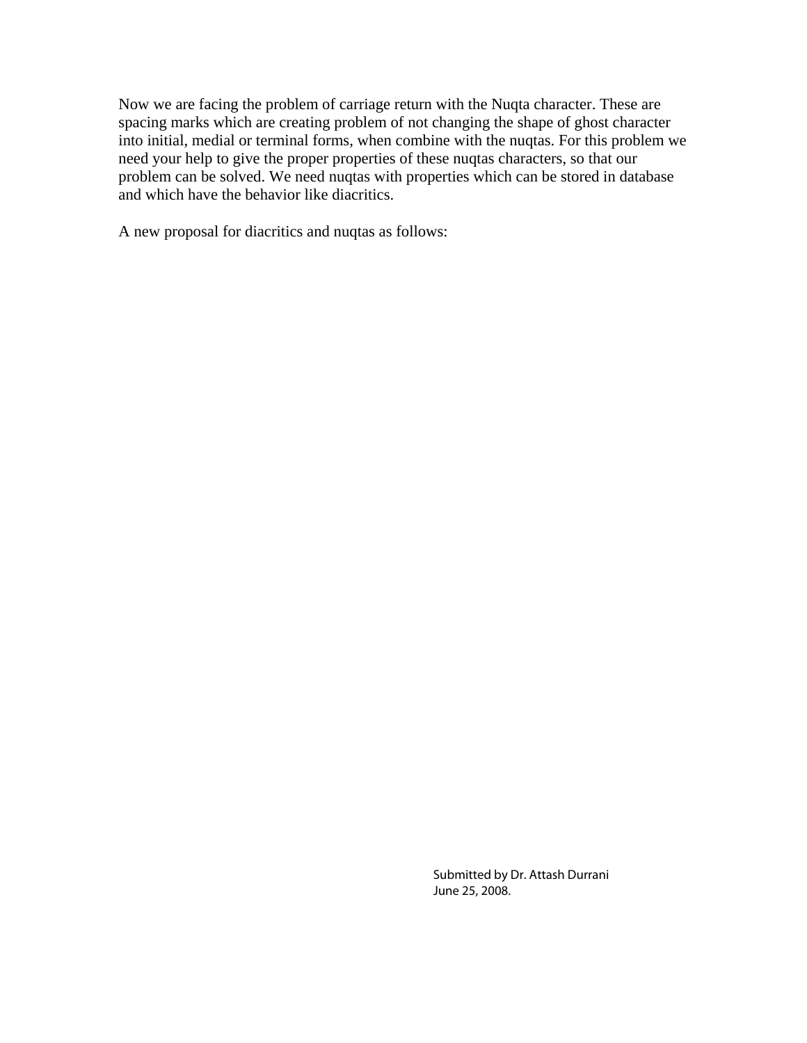Now we are facing the problem of carriage return with the Nuqta character. These are spacing marks which are creating problem of not changing the shape of ghost character into initial, medial or terminal forms, when combine with the nuqtas. For this problem we need your help to give the proper properties of these nuqtas characters, so that our problem can be solved. We need nuqtas with properties which can be stored in database and which have the behavior like diacritics.

A new proposal for diacritics and nuqtas as follows:

Submitted by Dr. Attash Durrani
June 25, 2008.